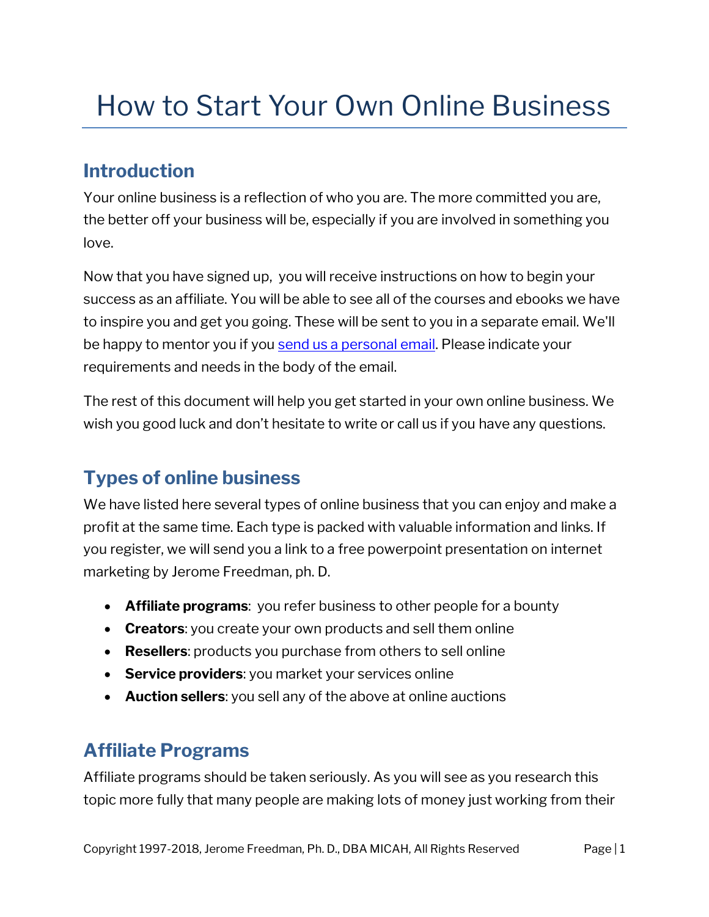# How to Start Your Own Online Business

## Introduction

Your online business is a reflection of who you are. The more committed you are, the better off your business will be, especially if you are involved in something you love.

Now that you have signed up, you will receive instructions on how to begin your success as an affiliate. You will be able to see all of the courses and ebooks we have to inspire you and get you going. These will be sent to you in a separate email. We'll be happy to mentor you if you send us a personal email. Please indicate your requirements and needs in the body of the email.

The rest of this document will help you get started in your own online business. We wish you good luck and don't hesitate to write or call us if you have any questions.

## Types of online business

We have listed here several types of online business that you can enjoy and make a profit at the same time. Each type is packed with valuable information and links. If you register, we will send you a link to a free powerpoint presentation on internet marketing by Jerome Freedman, ph. D.

- **Affiliate programs**: you refer business to other people for a bounty
- **Creators**: you create your own products and sell them online
- **Resellers**: products you purchase from others to sell online
- **Service providers**: you market your services online
- **Auction sellers**: you sell any of the above at online auctions

## Affiliate Programs

Affiliate programs should be taken seriously. As you will see as you research this topic more fully that many people are making lots of money just working from their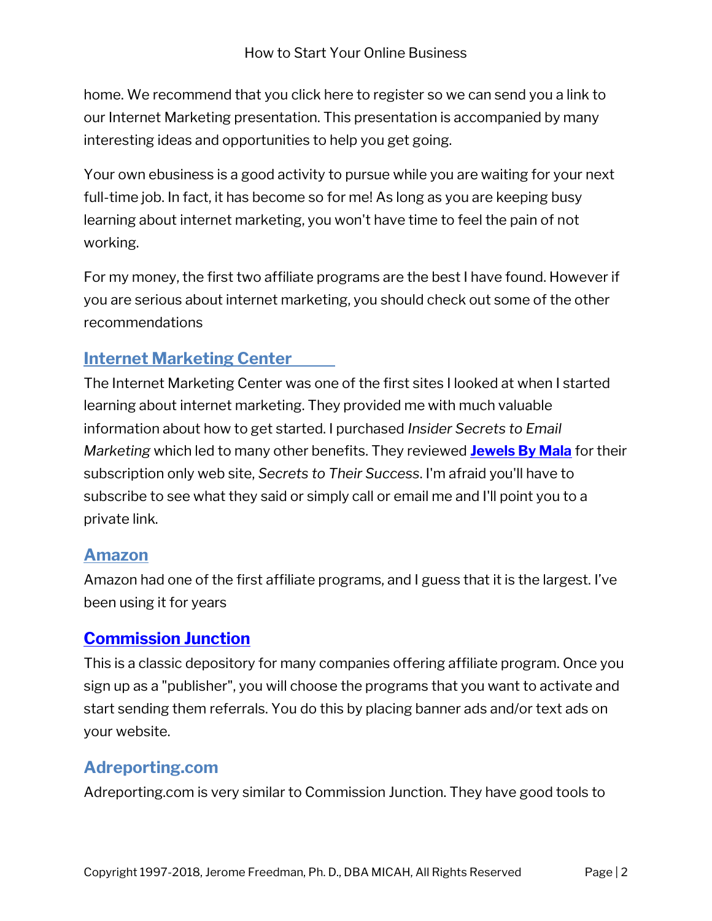home. We recommend that you click here to register so we can send you a link to our Internet Marketing presentation. This presentation is accompanied by many interesting ideas and opportunities to help you get going.

Your own ebusiness is a good activity to pursue while you are waiting for your next full-time job. In fact, it has become so for me! As long as you are keeping busy learning about internet marketing, you won't have time to feel the pain of not working.

For my money, the first two affiliate programs are the best I have found. However if you are serious about internet marketing, you should check out some of the other recommendations

## Internet Marketing Center

The Internet Marketing Center was one of the first sites I looked at when I started learning about internet marketing. They provided me with much valuable information about how to get started. I purchased *Insider Secrets to Email Marketing* which led to many other benefits. They reviewed **Jewels By Mala** for their subscription only web site, *Secrets to Their Success*. I'm afraid you'll have to subscribe to see what they said or simply call or email me and I'll point you to a private link.

## Amazon

Amazon had one of the first affiliate programs, and I guess that it is the largest. I've been using it for years

## Commission Junction

This is a classic depository for many companies offering affiliate program. Once you sign up as a "publisher", you will choose the programs that you want to activate and start sending them referrals. You do this by placing banner ads and/or text ads on your website.

## Adreporting.com

Adreporting.com is very similar to Commission Junction. They have good tools to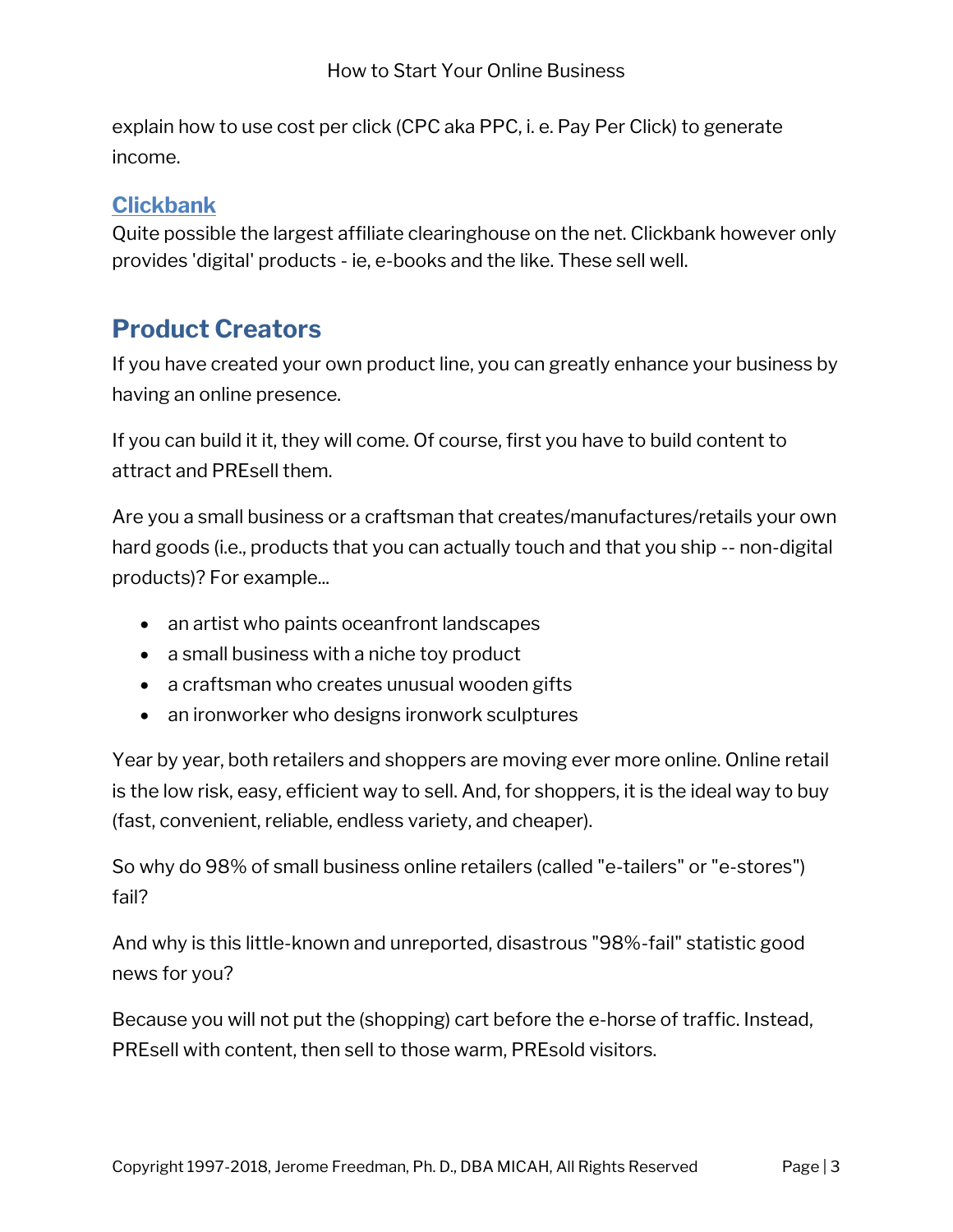explain how to use cost per click (CPC aka PPC, i. e. Pay Per Click) to generate income.

### Clickbank

Quite possible the largest affiliate clearinghouse on the net. Clickbank however only provides 'digital' products - ie, e-books and the like. These sell well.

## Product Creators

If you have created your own product line, you can greatly enhance your business by having an online presence.

If you can build it it, they will come. Of course, first you have to build content to attract and PREsell them.

Are you a small business or a craftsman that creates/manufactures/retails your own hard goods (i.e., products that you can actually touch and that you ship -- non-digital products)? For example...

- an artist who paints oceanfront landscapes
- a small business with a niche toy product
- a craftsman who creates unusual wooden gifts
- an ironworker who designs ironwork sculptures

Year by year, both retailers and shoppers are moving ever more online. Online retail is the low risk, easy, efficient way to sell. And, for shoppers, it is the ideal way to buy (fast, convenient, reliable, endless variety, and cheaper).

So why do 98% of small business online retailers (called "e-tailers" or "e-stores") fail?

And why is this little-known and unreported, disastrous "98%-fail" statistic good news for you?

Because you will not put the (shopping) cart before the e-horse of traffic. Instead, PREsell with content, then sell to those warm, PREsold visitors.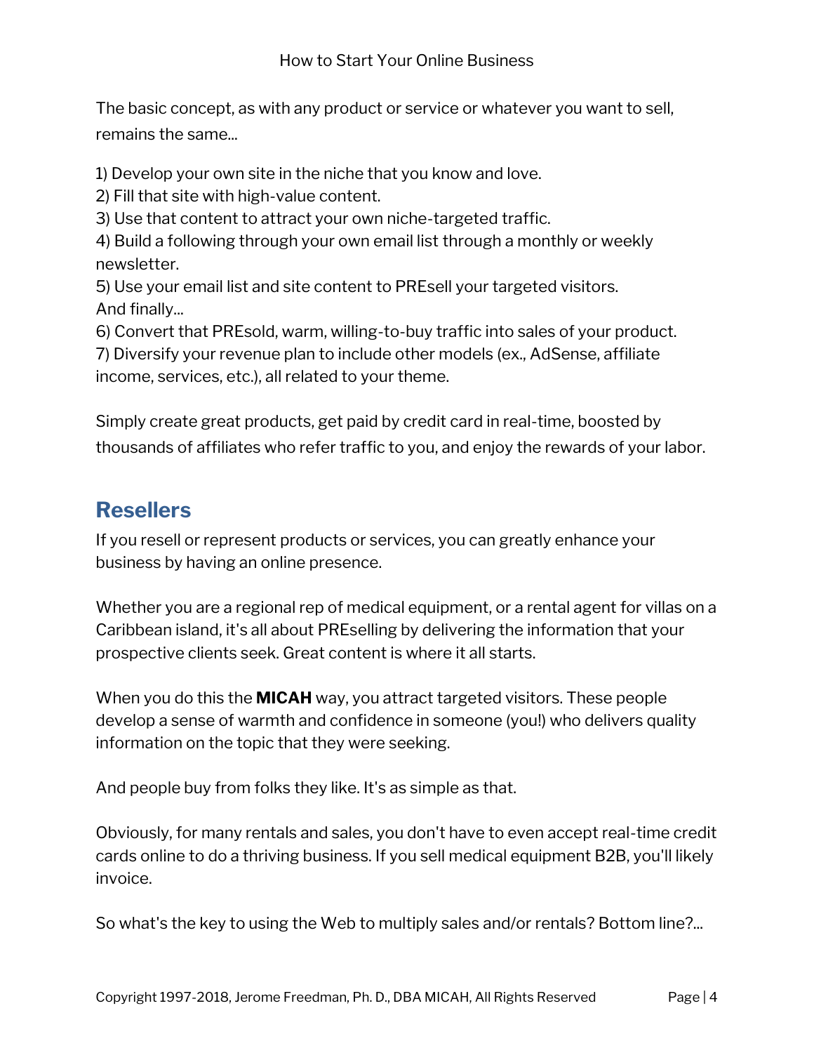The basic concept, as with any product or service or whatever you want to sell, remains the same...

1) Develop your own site in the niche that you know and love.
2) Fill that site with high-value content.
3) Use that content to attract your own niche-targeted traffic.
4) Build a following through your own email list through a monthly or weekly newsletter.
5) Use your email list and site content to PREsell your targeted visitors.
And finally...
6) Convert that PREsold, warm, willing-to-buy traffic into sales of your product.
7) Diversify your revenue plan to include other models (ex., AdSense, affiliate income, services, etc.), all related to your theme.

Simply create great products, get paid by credit card in real-time, boosted by thousands of affiliates who refer traffic to you, and enjoy the rewards of your labor.

## Resellers

If you resell or represent products or services, you can greatly enhance your business by having an online presence.

Whether you are a regional rep of medical equipment, or a rental agent for villas on a Caribbean island, it's all about PREselling by delivering the information that your prospective clients seek. Great content is where it all starts.

When you do this the **MICAH** way, you attract targeted visitors. These people develop a sense of warmth and confidence in someone (you!) who delivers quality information on the topic that they were seeking.

And people buy from folks they like. It's as simple as that.

Obviously, for many rentals and sales, you don't have to even accept real-time credit cards online to do a thriving business. If you sell medical equipment B2B, you'll likely invoice.

So what's the key to using the Web to multiply sales and/or rentals? Bottom line?...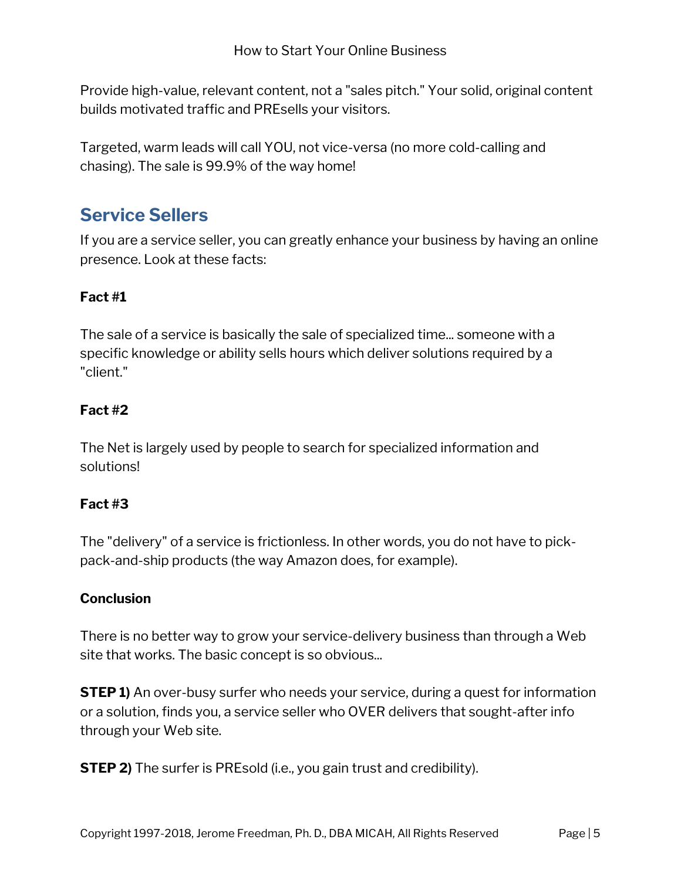Provide high-value, relevant content, not a "sales pitch." Your solid, original content builds motivated traffic and PREsells your visitors.

Targeted, warm leads will call YOU, not vice-versa (no more cold-calling and chasing). The sale is 99.9% of the way home!

## Service Sellers

If you are a service seller, you can greatly enhance your business by having an online presence. Look at these facts:

**Fact #1**

The sale of a service is basically the sale of specialized time... someone with a specific knowledge or ability sells hours which deliver solutions required by a "client."

**Fact #2**

The Net is largely used by people to search for specialized information and solutions!

**Fact #3**

The "delivery" of a service is frictionless. In other words, you do not have to pick-pack-and-ship products (the way Amazon does, for example).

**Conclusion**

There is no better way to grow your service-delivery business than through a Web site that works. The basic concept is so obvious...

**STEP 1)** An over-busy surfer who needs your service, during a quest for information or a solution, finds you, a service seller who OVER delivers that sought-after info through your Web site.

**STEP 2)** The surfer is PREsold (i.e., you gain trust and credibility).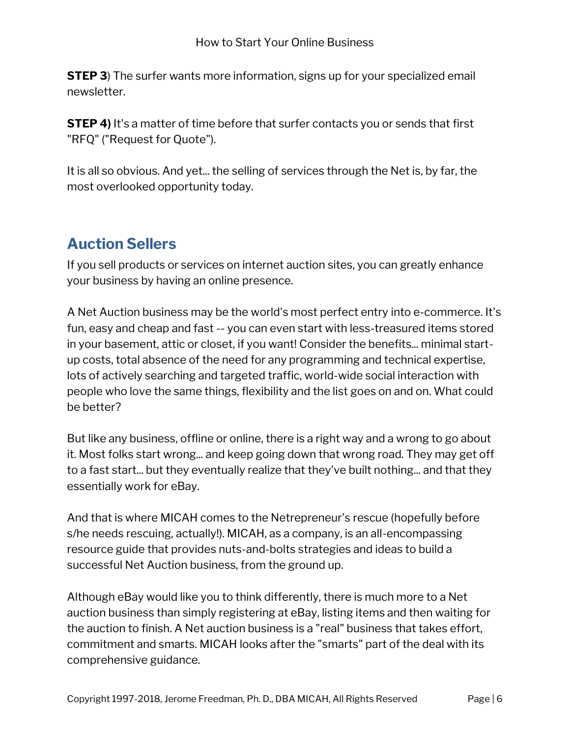**STEP 3**) The surfer wants more information, signs up for your specialized email newsletter.

**STEP 4)** It's a matter of time before that surfer contacts you or sends that first "RFQ" ("Request for Quote").

It is all so obvious. And yet... the selling of services through the Net is, by far, the most overlooked opportunity today.

## Auction Sellers

If you sell products or services on internet auction sites, you can greatly enhance your business by having an online presence.

A Net Auction business may be the world's most perfect entry into e-commerce. It's fun, easy and cheap and fast -- you can even start with less-treasured items stored in your basement, attic or closet, if you want! Consider the benefits... minimal start-up costs, total absence of the need for any programming and technical expertise, lots of actively searching and targeted traffic, world-wide social interaction with people who love the same things, flexibility and the list goes on and on. What could be better?

But like any business, offline or online, there is a right way and a wrong to go about it. Most folks start wrong... and keep going down that wrong road. They may get off to a fast start... but they eventually realize that they've built nothing... and that they essentially work for eBay.

And that is where MICAH comes to the Netrepreneur's rescue (hopefully before s/he needs rescuing, actually!). MICAH, as a company, is an all-encompassing resource guide that provides nuts-and-bolts strategies and ideas to build a successful Net Auction business, from the ground up.

Although eBay would like you to think differently, there is much more to a Net auction business than simply registering at eBay, listing items and then waiting for the auction to finish. A Net auction business is a "real" business that takes effort, commitment and smarts. MICAH looks after the "smarts" part of the deal with its comprehensive guidance.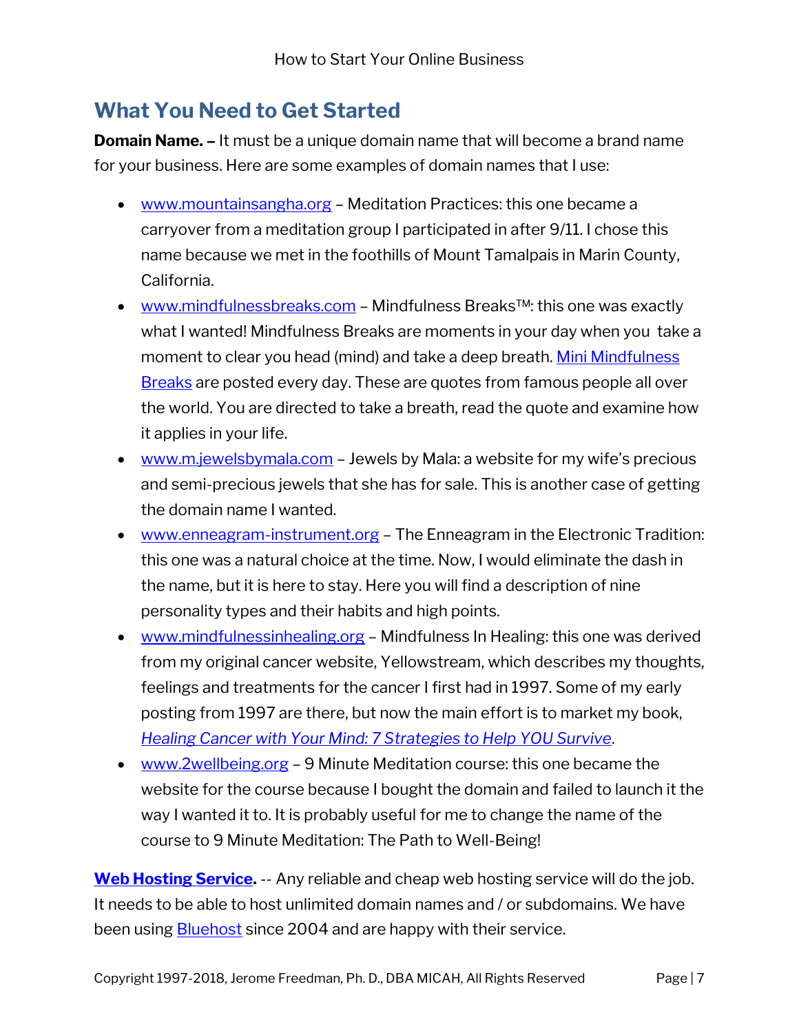## What You Need to Get Started

**Domain Name. –** It must be a unique domain name that will become a brand name for your business. Here are some examples of domain names that I use:

- www.mountainsangha.org – Meditation Practices: this one became a carryover from a meditation group I participated in after 9/11. I chose this name because we met in the foothills of Mount Tamalpais in Marin County, California.
- www.mindfulnessbreaks.com – Mindfulness Breaks™: this one was exactly what I wanted! Mindfulness Breaks are moments in your day when you take a moment to clear you head (mind) and take a deep breath. Mini Mindfulness Breaks are posted every day. These are quotes from famous people all over the world. You are directed to take a breath, read the quote and examine how it applies in your life.
- www.m.jewelsbymala.com – Jewels by Mala: a website for my wife's precious and semi-precious jewels that she has for sale. This is another case of getting the domain name I wanted.
- www.enneagram-instrument.org – The Enneagram in the Electronic Tradition: this one was a natural choice at the time. Now, I would eliminate the dash in the name, but it is here to stay. Here you will find a description of nine personality types and their habits and high points.
- www.mindfulnessinhealing.org – Mindfulness In Healing: this one was derived from my original cancer website, Yellowstream, which describes my thoughts, feelings and treatments for the cancer I first had in 1997. Some of my early posting from 1997 are there, but now the main effort is to market my book, *Healing Cancer with Your Mind: 7 Strategies to Help YOU Survive*.
- www.2wellbeing.org – 9 Minute Meditation course: this one became the website for the course because I bought the domain and failed to launch it the way I wanted it to. It is probably useful for me to change the name of the course to 9 Minute Meditation: The Path to Well-Being!

**Web Hosting Service.** -- Any reliable and cheap web hosting service will do the job. It needs to be able to host unlimited domain names and / or subdomains. We have been using Bluehost since 2004 and are happy with their service.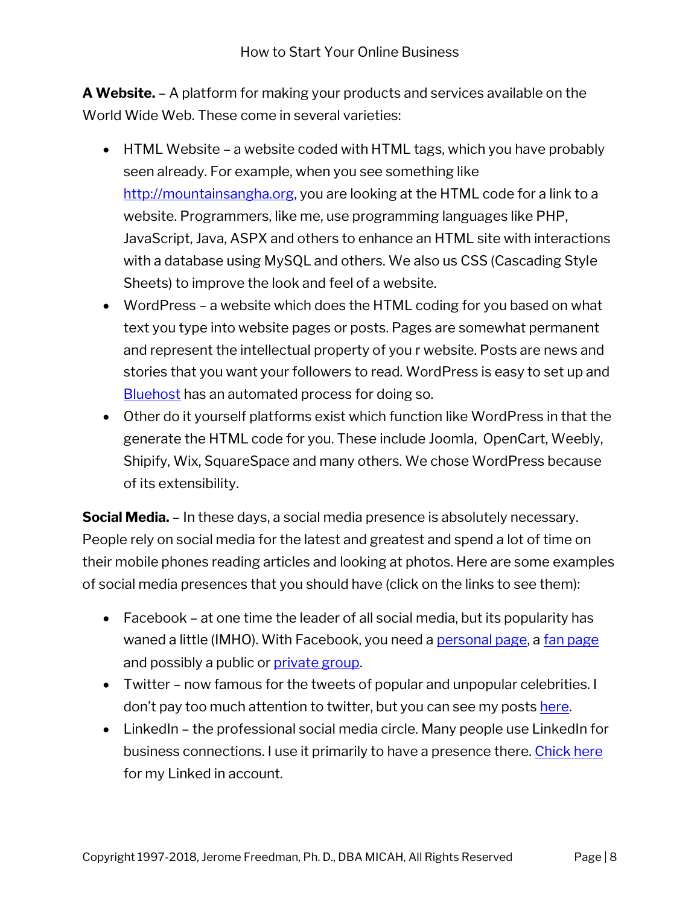**A Website.** – A platform for making your products and services available on the World Wide Web. These come in several varieties:

- HTML Website – a website coded with HTML tags, which you have probably seen already. For example, when you see something like http://mountainsangha.org, you are looking at the HTML code for a link to a website. Programmers, like me, use programming languages like PHP, JavaScript, Java, ASPX and others to enhance an HTML site with interactions with a database using MySQL and others. We also us CSS (Cascading Style Sheets) to improve the look and feel of a website.
- WordPress – a website which does the HTML coding for you based on what text you type into website pages or posts. Pages are somewhat permanent and represent the intellectual property of you r website. Posts are news and stories that you want your followers to read. WordPress is easy to set up and Bluehost has an automated process for doing so.
- Other do it yourself platforms exist which function like WordPress in that the generate the HTML code for you. These include Joomla, OpenCart, Weebly, Shipify, Wix, SquareSpace and many others. We chose WordPress because of its extensibility.

**Social Media.** – In these days, a social media presence is absolutely necessary. People rely on social media for the latest and greatest and spend a lot of time on their mobile phones reading articles and looking at photos. Here are some examples of social media presences that you should have (click on the links to see them):

- Facebook – at one time the leader of all social media, but its popularity has waned a little (IMHO). With Facebook, you need a personal page, a fan page and possibly a public or private group.
- Twitter – now famous for the tweets of popular and unpopular celebrities. I don't pay too much attention to twitter, but you can see my posts here.
- LinkedIn – the professional social media circle. Many people use LinkedIn for business connections. I use it primarily to have a presence there. Chick here for my Linked in account.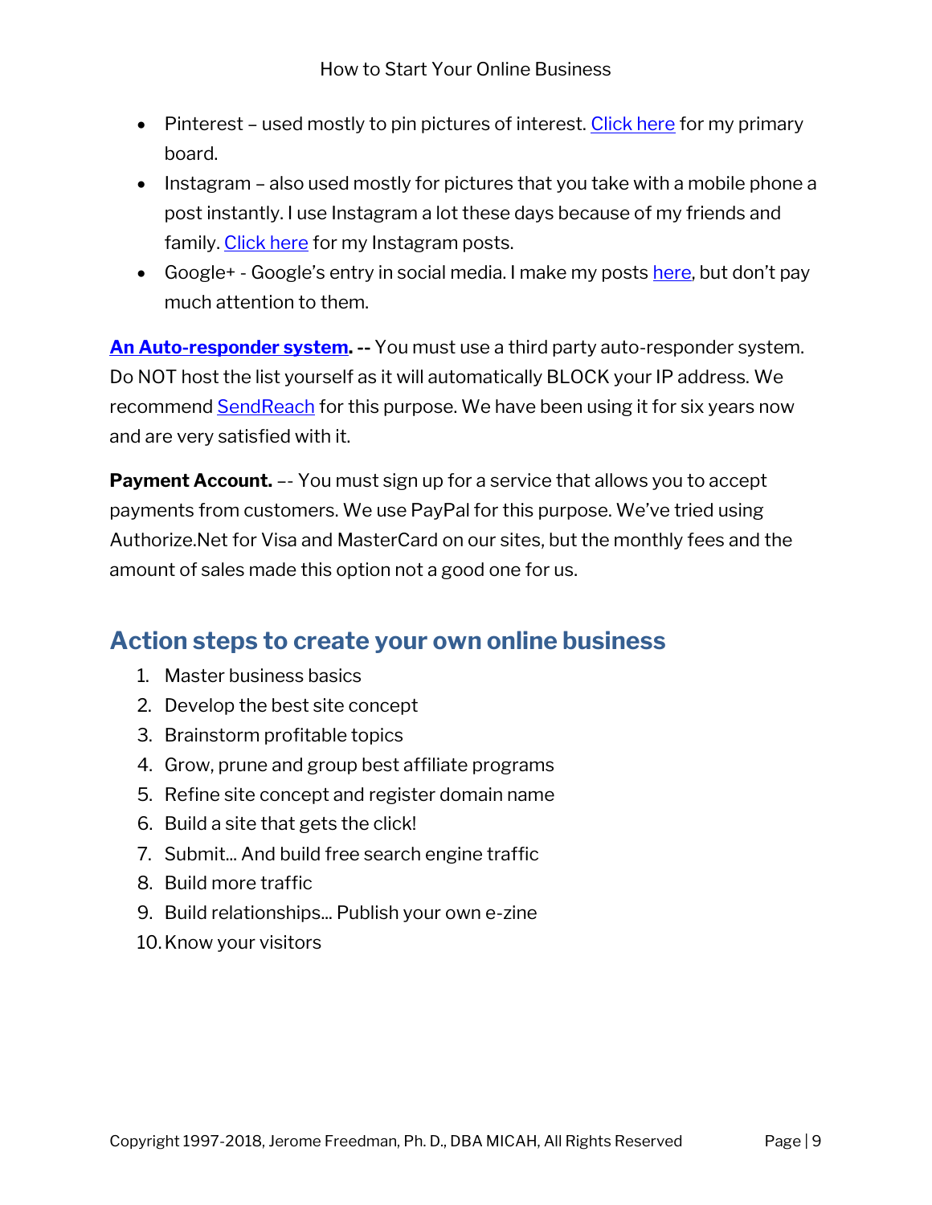- Pinterest – used mostly to pin pictures of interest. Click here for my primary board.
- Instagram – also used mostly for pictures that you take with a mobile phone a post instantly. I use Instagram a lot these days because of my friends and family. Click here for my Instagram posts.
- Google+ - Google's entry in social media. I make my posts here, but don't pay much attention to them.

**An Auto-responder system. --** You must use a third party auto-responder system. Do NOT host the list yourself as it will automatically BLOCK your IP address. We recommend SendReach for this purpose. We have been using it for six years now and are very satisfied with it.

**Payment Account.** –- You must sign up for a service that allows you to accept payments from customers. We use PayPal for this purpose. We've tried using Authorize.Net for Visa and MasterCard on our sites, but the monthly fees and the amount of sales made this option not a good one for us.

## Action steps to create your own online business

1. Master business basics
2. Develop the best site concept
3. Brainstorm profitable topics
4. Grow, prune and group best affiliate programs
5. Refine site concept and register domain name
6. Build a site that gets the click!
7. Submit... And build free search engine traffic
8. Build more traffic
9. Build relationships... Publish your own e-zine
10. Know your visitors

Copyright 1997-2018, Jerome Freedman, Ph. D., DBA MICAH, All Rights Reserved